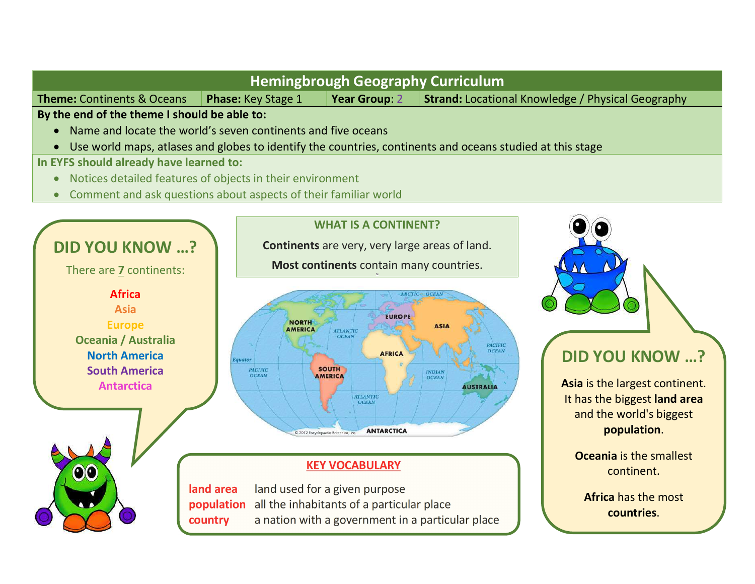# Hemingbrough Geography Curriculum

| **Theme:** Continents & Oceans | **Phase:** Key Stage 1 | **Year Group**: 2 | **Strand:** Locational Knowledge / Physical Geography |
|---|---|---|---|

**By the end of the theme I should be able to:**

- Name and locate the world's seven continents and five oceans
- Use world maps, atlases and globes to identify the countries, continents and oceans studied at this stage

**In EYFS should already have learned to:**

- Notices detailed features of objects in their environment
- Comment and ask questions about aspects of their familiar world

## DID YOU KNOW …?

There are **7** continents:

- Africa
- Asia
- Europe
- Oceania / Australia
- North America
- South America
- Antarctica

## WHAT IS A CONTINENT?

**Continents** are very, very large areas of land.

**Most continents** contain many countries.

NORTH AMERICA, EUROPE, ASIA, AFRICA, SOUTH AMERICA, AUSTRALIA, ANTARCTICA, ARCTIC OCEAN, ATLANTIC OCEAN, PACIFIC OCEAN, INDIAN OCEAN, Equator

© 2012 Encyclopædia Britannica, Inc.

## DID YOU KNOW …?

**Asia** is the largest continent. It has the biggest **land area** and the world's biggest **population**.

**Oceania** is the smallest continent.

**Africa** has the most **countries**.

## KEY VOCABULARY

| | |
|---|---|
| **land area** | land used for a given purpose |
| **population** | all the inhabitants of a particular place |
| **country** | a nation with a government in a particular place |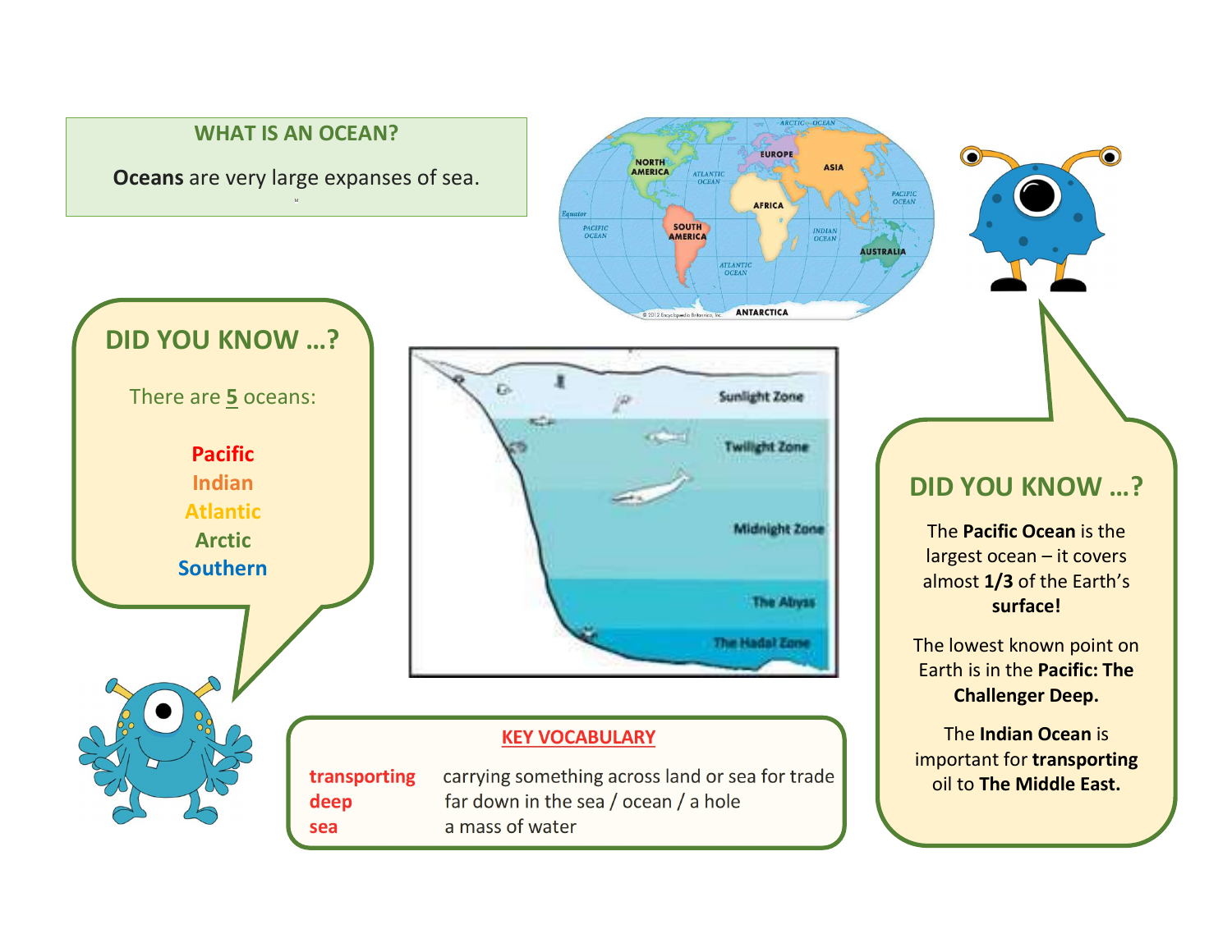## WHAT IS AN OCEAN?

**Oceans** are very large expanses of sea.

## DID YOU KNOW …?

There are **5** oceans:

**Pacific**
**Indian**
**Atlantic**
**Arctic**
**Southern**

NORTH AMERICA
EUROPE
ASIA
AFRICA
SOUTH AMERICA
AUSTRALIA
ANTARCTICA
ARCTIC OCEAN
ATLANTIC OCEAN
PACIFIC OCEAN
INDIAN OCEAN
Equator
© 2012 Encyclopædia Britannica, Inc.

Sunlight Zone
Twilight Zone
Midnight Zone
The Abyss
The Hadal Zone

## DID YOU KNOW …?

The **Pacific Ocean** is the largest ocean – it covers almost **1/3** of the Earth's **surface!**

The lowest known point on Earth is in the **Pacific: The Challenger Deep.**

The **Indian Ocean** is important for **transporting** oil to **The Middle East.**

## KEY VOCABULARY

| | |
|---|---|
| **transporting** | carrying something across land or sea for trade |
| **deep** | far down in the sea / ocean / a hole |
| **sea** | a mass of water |